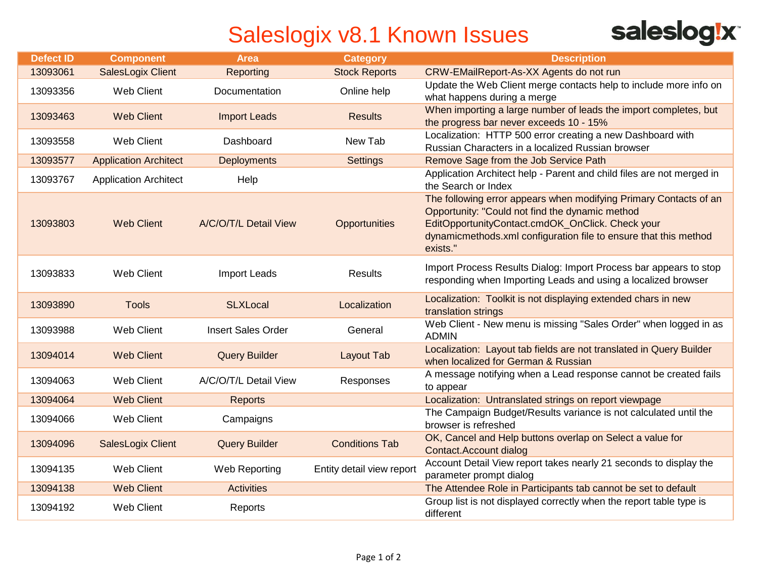# Saleslogix v8.1 Known Issues

| Defect ID | Component | Area | Category | Description |
|---|---|---|---|---|
| 13093061 | SalesLogix Client | Reporting | Stock Reports | CRW-EMailReport-As-XX Agents do not run |
| 13093356 | Web Client | Documentation | Online help | Update the Web Client merge contacts help to include more info on what happens during a merge |
| 13093463 | Web Client | Import Leads | Results | When importing a large number of leads the import completes, but the progress bar never exceeds 10 - 15% |
| 13093558 | Web Client | Dashboard | New Tab | Localization: HTTP 500 error creating a new Dashboard with Russian Characters in a localized Russian browser |
| 13093577 | Application Architect | Deployments | Settings | Remove Sage from the Job Service Path |
| 13093767 | Application Architect | Help | | Application Architect help - Parent and child files are not merged in the Search or Index |
| 13093803 | Web Client | A/C/O/T/L Detail View | Opportunities | The following error appears when modifying Primary Contacts of an Opportunity: "Could not find the dynamic method EditOpportunityContact.cmdOK_OnClick. Check your dynamicmethods.xml configuration file to ensure that this method exists." |
| 13093833 | Web Client | Import Leads | Results | Import Process Results Dialog: Import Process bar appears to stop responding when Importing Leads and using a localized browser |
| 13093890 | Tools | SLXLocal | Localization | Localization: Toolkit is not displaying extended chars in new translation strings |
| 13093988 | Web Client | Insert Sales Order | General | Web Client - New menu is missing "Sales Order" when logged in as ADMIN |
| 13094014 | Web Client | Query Builder | Layout Tab | Localization: Layout tab fields are not translated in Query Builder when localized for German & Russian |
| 13094063 | Web Client | A/C/O/T/L Detail View | Responses | A message notifying when a Lead response cannot be created fails to appear |
| 13094064 | Web Client | Reports | | Localization: Untranslated strings on report viewpage |
| 13094066 | Web Client | Campaigns | | The Campaign Budget/Results variance is not calculated until the browser is refreshed |
| 13094096 | SalesLogix Client | Query Builder | Conditions Tab | OK, Cancel and Help buttons overlap on Select a value for Contact.Account dialog |
| 13094135 | Web Client | Web Reporting | Entity detail view report | Account Detail View report takes nearly 21 seconds to display the parameter prompt dialog |
| 13094138 | Web Client | Activities | | The Attendee Role in Participants tab cannot be set to default |
| 13094192 | Web Client | Reports | | Group list is not displayed correctly when the report table type is different |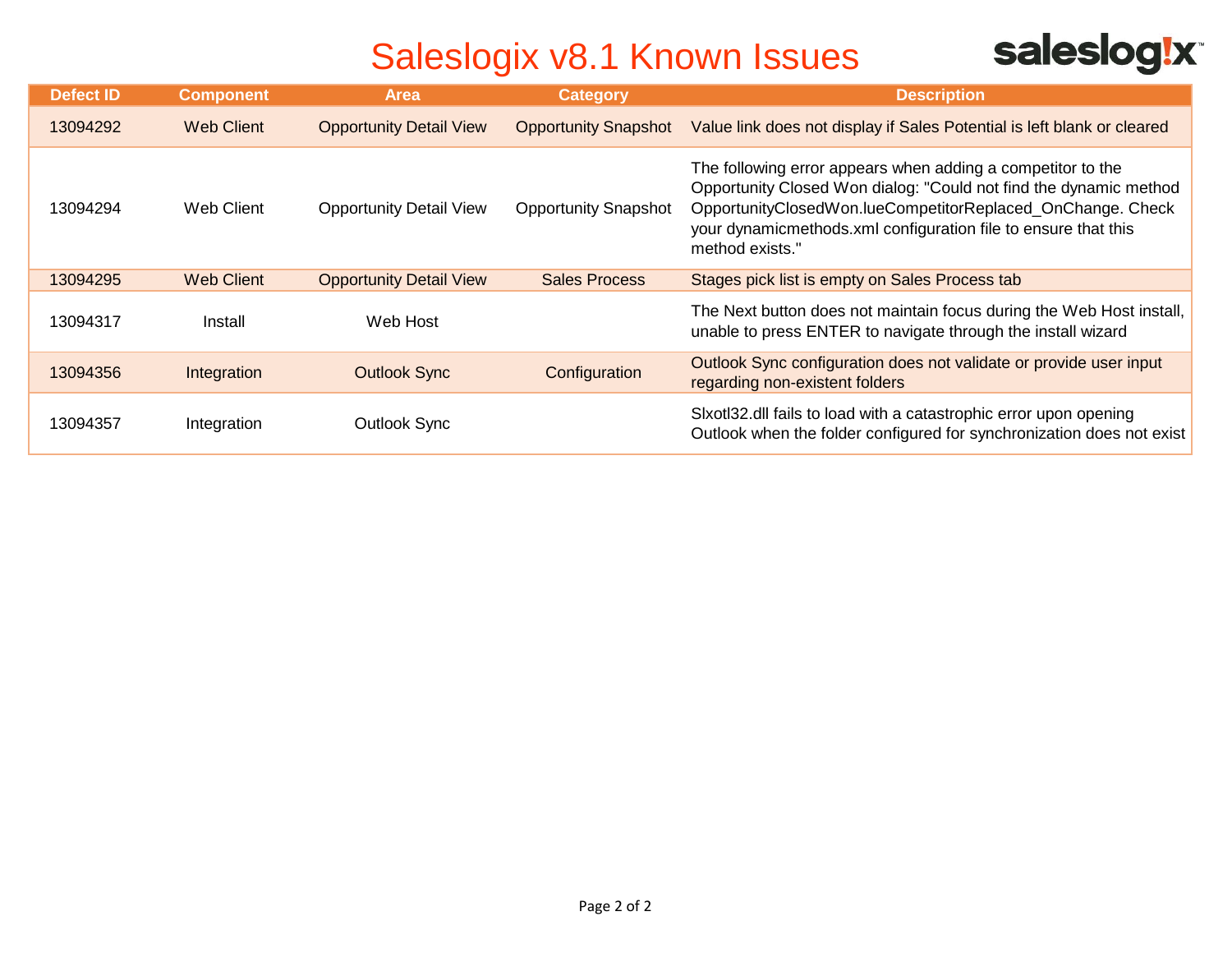# Saleslogix v8.1 Known Issues

| Defect ID | Component | Area | Category | Description |
|---|---|---|---|---|
| 13094292 | Web Client | Opportunity Detail View | Opportunity Snapshot | Value link does not display if Sales Potential is left blank or cleared |
| 13094294 | Web Client | Opportunity Detail View | Opportunity Snapshot | The following error appears when adding a competitor to the Opportunity Closed Won dialog: "Could not find the dynamic method OpportunityClosedWon.lueCompetitorReplaced_OnChange. Check your dynamicmethods.xml configuration file to ensure that this method exists." |
| 13094295 | Web Client | Opportunity Detail View | Sales Process | Stages pick list is empty on Sales Process tab |
| 13094317 | Install | Web Host | | The Next button does not maintain focus during the Web Host install, unable to press ENTER to navigate through the install wizard |
| 13094356 | Integration | Outlook Sync | Configuration | Outlook Sync configuration does not validate or provide user input regarding non-existent folders |
| 13094357 | Integration | Outlook Sync | | Slxotl32.dll fails to load with a catastrophic error upon opening Outlook when the folder configured for synchronization does not exist |